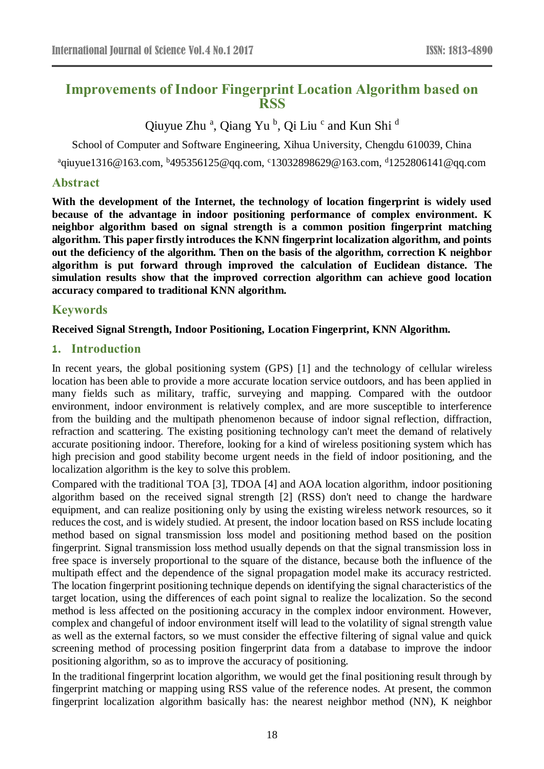# Improvements of Indoor Fingerprint Location Algorithm based on RSS

Qiuyue Zhu [a], Qiang Yu [b], Qi Liu [c] and Kun Shi [d]

School of Computer and Software Engineering, Xihua University, Chengdu 610039, China

[a]qiuyue1316@163.com, [b]495356125@qq.com, [c]13032898629@163.com, [d]1252806141@qq.com

## Abstract

**With the development of the Internet, the technology of location fingerprint is widely used because of the advantage in indoor positioning performance of complex environment. K neighbor algorithm based on signal strength is a common position fingerprint matching algorithm. This paper firstly introduces the KNN fingerprint localization algorithm, and points out the deficiency of the algorithm. Then on the basis of the algorithm, correction K neighbor algorithm is put forward through improved the calculation of Euclidean distance. The simulation results show that the improved correction algorithm can achieve good location accuracy compared to traditional KNN algorithm.**

## Keywords

**Received Signal Strength, Indoor Positioning, Location Fingerprint, KNN Algorithm.**

## 1. Introduction

In recent years, the global positioning system (GPS) [1] and the technology of cellular wireless location has been able to provide a more accurate location service outdoors, and has been applied in many fields such as military, traffic, surveying and mapping. Compared with the outdoor environment, indoor environment is relatively complex, and are more susceptible to interference from the building and the multipath phenomenon because of indoor signal reflection, diffraction, refraction and scattering. The existing positioning technology can't meet the demand of relatively accurate positioning indoor. Therefore, looking for a kind of wireless positioning system which has high precision and good stability become urgent needs in the field of indoor positioning, and the localization algorithm is the key to solve this problem.

Compared with the traditional TOA [3], TDOA [4] and AOA location algorithm, indoor positioning algorithm based on the received signal strength [2] (RSS) don't need to change the hardware equipment, and can realize positioning only by using the existing wireless network resources, so it reduces the cost, and is widely studied. At present, the indoor location based on RSS include locating method based on signal transmission loss model and positioning method based on the position fingerprint. Signal transmission loss method usually depends on that the signal transmission loss in free space is inversely proportional to the square of the distance, because both the influence of the multipath effect and the dependence of the signal propagation model make its accuracy restricted. The location fingerprint positioning technique depends on identifying the signal characteristics of the target location, using the differences of each point signal to realize the localization. So the second method is less affected on the positioning accuracy in the complex indoor environment. However, complex and changeful of indoor environment itself will lead to the volatility of signal strength value as well as the external factors, so we must consider the effective filtering of signal value and quick screening method of processing position fingerprint data from a database to improve the indoor positioning algorithm, so as to improve the accuracy of positioning.

In the traditional fingerprint location algorithm, we would get the final positioning result through by fingerprint matching or mapping using RSS value of the reference nodes. At present, the common fingerprint localization algorithm basically has: the nearest neighbor method (NN), K neighbor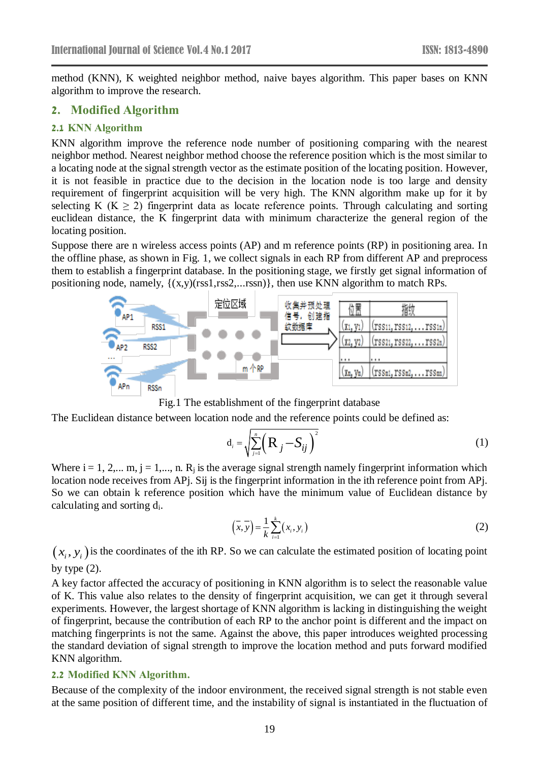method (KNN), K weighted neighbor method, naive bayes algorithm. This paper bases on KNN algorithm to improve the research.

## 2. Modified Algorithm

### 2.1 KNN Algorithm

KNN algorithm improve the reference node number of positioning comparing with the nearest neighbor method. Nearest neighbor method choose the reference position which is the most similar to a locating node at the signal strength vector as the estimate position of the locating position. However, it is not feasible in practice due to the decision in the location node is too large and density requirement of fingerprint acquisition will be very high. The KNN algorithm make up for it by selecting K ($K \geq 2$) fingerprint data as locate reference points. Through calculating and sorting euclidean distance, the K fingerprint data with minimum characterize the general region of the locating position.

Suppose there are n wireless access points (AP) and m reference points (RP) in positioning area. In the offline phase, as shown in Fig. 1, we collect signals in each RP from different AP and preprocess them to establish a fingerprint database. In the positioning stage, we firstly get signal information of positioning node, namely, {(x,y)(rss1,rss2,...rssn)}, then use KNN algorithm to match RPs.

Fig.1 The establishment of the fingerprint database

The Euclidean distance between location node and the reference points could be defined as:

$$d_i = \sqrt{\sum_{j=1}^{n}\left(R_j - S_{ij}\right)^2} \tag{1}$$

Where i = 1, 2,... m, j = 1,..., n. $R_j$ is the average signal strength namely fingerprint information which location node receives from APj. Sij is the fingerprint information in the ith reference point from APj. So we can obtain k reference position which have the minimum value of Euclidean distance by calculating and sorting $d_i$.

$$\left(\bar{x},\bar{y}\right) = \frac{1}{k}\sum_{i=1}^{k}\left(x_i, y_i\right) \tag{2}$$

$\left(x_i, y_i\right)$ is the coordinates of the ith RP. So we can calculate the estimated position of locating point by type (2).

A key factor affected the accuracy of positioning in KNN algorithm is to select the reasonable value of K. This value also relates to the density of fingerprint acquisition, we can get it through several experiments. However, the largest shortage of KNN algorithm is lacking in distinguishing the weight of fingerprint, because the contribution of each RP to the anchor point is different and the impact on matching fingerprints is not the same. Against the above, this paper introduces weighted processing the standard deviation of signal strength to improve the location method and puts forward modified KNN algorithm.

### 2.2 Modified KNN Algorithm.

Because of the complexity of the indoor environment, the received signal strength is not stable even at the same position of different time, and the instability of signal is instantiated in the fluctuation of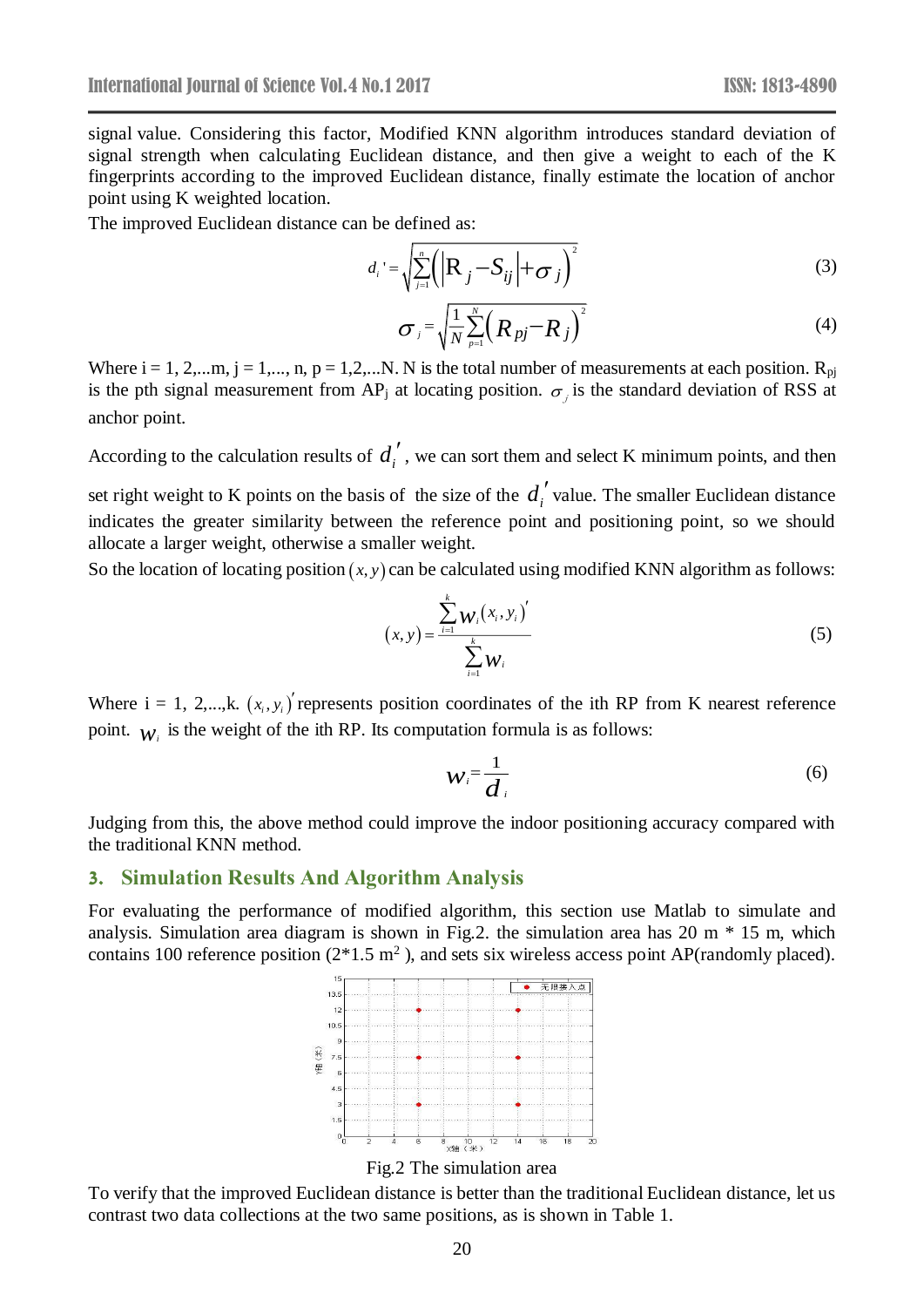signal value. Considering this factor, Modified KNN algorithm introduces standard deviation of signal strength when calculating Euclidean distance, and then give a weight to each of the K fingerprints according to the improved Euclidean distance, finally estimate the location of anchor point using K weighted location.

The improved Euclidean distance can be defined as:

$$d_i' = \sqrt{\sum_{j=1}^{n}\left(\left|\mathrm{R}_j - S_{ij}\right| + \sigma_j\right)^2} \tag{3}$$

$$\sigma_j = \sqrt{\frac{1}{N}\sum_{p=1}^{N}\left(R_{pj} - R_j\right)^2} \tag{4}$$

Where i = 1, 2,...m, j = 1,..., n, p = 1,2,...N. N is the total number of measurements at each position. $R_{pj}$ is the pth signal measurement from $AP_j$ at locating position. $\sigma_j$ is the standard deviation of RSS at anchor point.

According to the calculation results of $d_i'$, we can sort them and select K minimum points, and then set right weight to K points on the basis of the size of the $d_i'$ value. The smaller Euclidean distance indicates the greater similarity between the reference point and positioning point, so we should allocate a larger weight, otherwise a smaller weight.

So the location of locating position $(x, y)$ can be calculated using modified KNN algorithm as follows:

$$(x, y) = \frac{\sum_{i=1}^{k} w_i (x_i, y_i)'}{\sum_{i=1}^{k} w_i} \tag{5}$$

Where i = 1, 2,...,k. $(x_i, y_i)'$ represents position coordinates of the ith RP from K nearest reference point. $w_i$ is the weight of the ith RP. Its computation formula is as follows:

$$w_i = \frac{1}{d_i} \tag{6}$$

Judging from this, the above method could improve the indoor positioning accuracy compared with the traditional KNN method.

## 3. Simulation Results And Algorithm Analysis

For evaluating the performance of modified algorithm, this section use Matlab to simulate and analysis. Simulation area diagram is shown in Fig.2. the simulation area has 20 m * 15 m, which contains 100 reference position (2*1.5 $m^2$ ), and sets six wireless access point AP(randomly placed).

Fig.2 The simulation area

To verify that the improved Euclidean distance is better than the traditional Euclidean distance, let us contrast two data collections at the two same positions, as is shown in Table 1.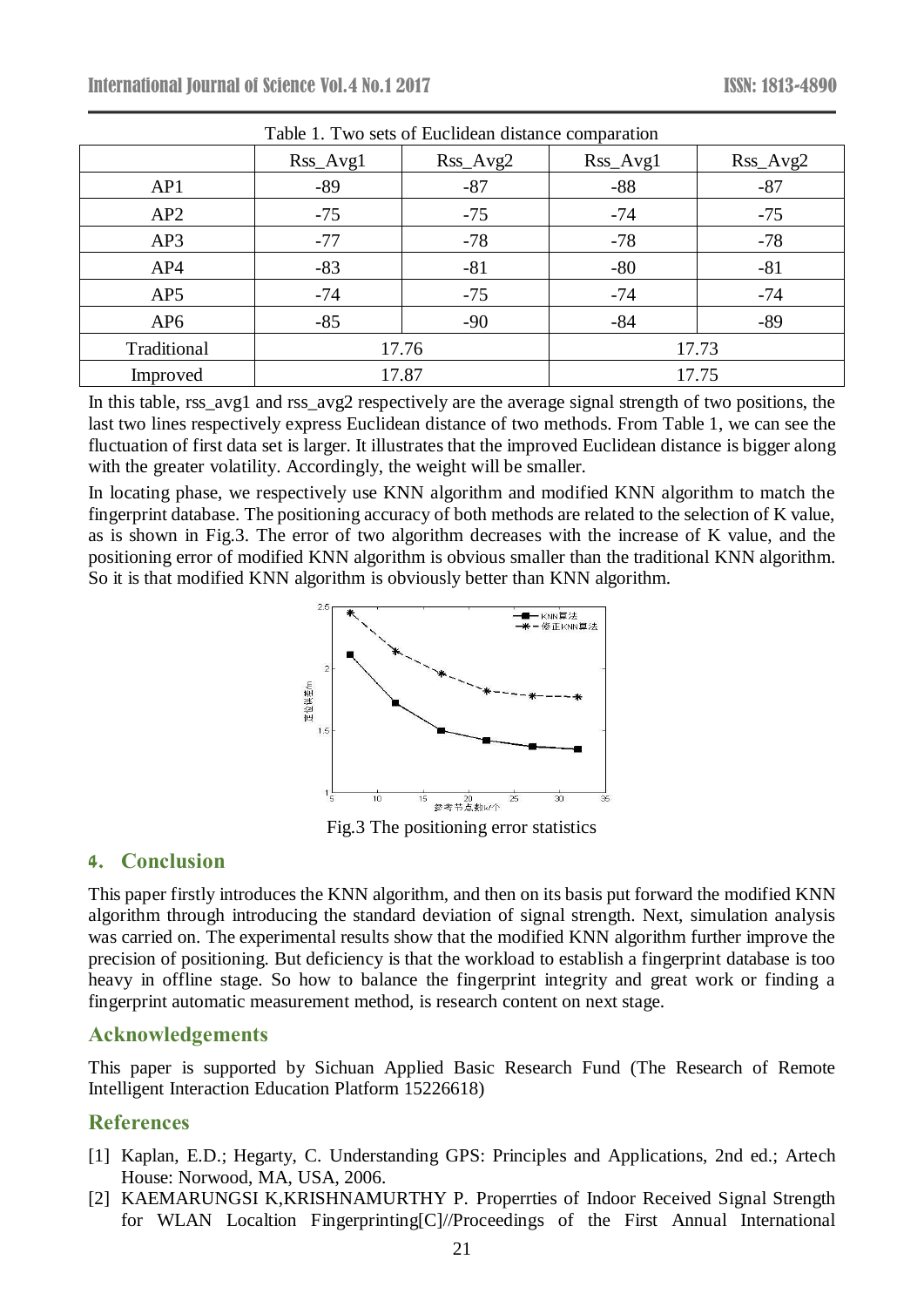Table 1. Two sets of Euclidean distance comparation

| | Rss_Avg1 | Rss_Avg2 | Rss_Avg1 | Rss_Avg2 |
|---|---|---|---|---|
| AP1 | -89 | -87 | -88 | -87 |
| AP2 | -75 | -75 | -74 | -75 |
| AP3 | -77 | -78 | -78 | -78 |
| AP4 | -83 | -81 | -80 | -81 |
| AP5 | -74 | -75 | -74 | -74 |
| AP6 | -85 | -90 | -84 | -89 |
| Traditional | 17.76 | | 17.73 | |
| Improved | 17.87 | | 17.75 | |

In this table, rss_avg1 and rss_avg2 respectively are the average signal strength of two positions, the last two lines respectively express Euclidean distance of two methods. From Table 1, we can see the fluctuation of first data set is larger. It illustrates that the improved Euclidean distance is bigger along with the greater volatility. Accordingly, the weight will be smaller.

In locating phase, we respectively use KNN algorithm and modified KNN algorithm to match the fingerprint database. The positioning accuracy of both methods are related to the selection of K value, as is shown in Fig.3. The error of two algorithm decreases with the increase of K value, and the positioning error of modified KNN algorithm is obvious smaller than the traditional KNN algorithm. So it is that modified KNN algorithm is obviously better than KNN algorithm.

Fig.3 The positioning error statistics

## 4. Conclusion

This paper firstly introduces the KNN algorithm, and then on its basis put forward the modified KNN algorithm through introducing the standard deviation of signal strength. Next, simulation analysis was carried on. The experimental results show that the modified KNN algorithm further improve the precision of positioning. But deficiency is that the workload to establish a fingerprint database is too heavy in offline stage. So how to balance the fingerprint integrity and great work or finding a fingerprint automatic measurement method, is research content on next stage.

## Acknowledgements

This paper is supported by Sichuan Applied Basic Research Fund (The Research of Remote Intelligent Interaction Education Platform 15226618)

## References

[1] Kaplan, E.D.; Hegarty, C. Understanding GPS: Principles and Applications, 2nd ed.; Artech House: Norwood, MA, USA, 2006.

[2] KAEMARUNGSI K,KRISHNAMURTHY P. Properrties of Indoor Received Signal Strength for WLAN Localtion Fingerprinting[C]//Proceedings of the First Annual International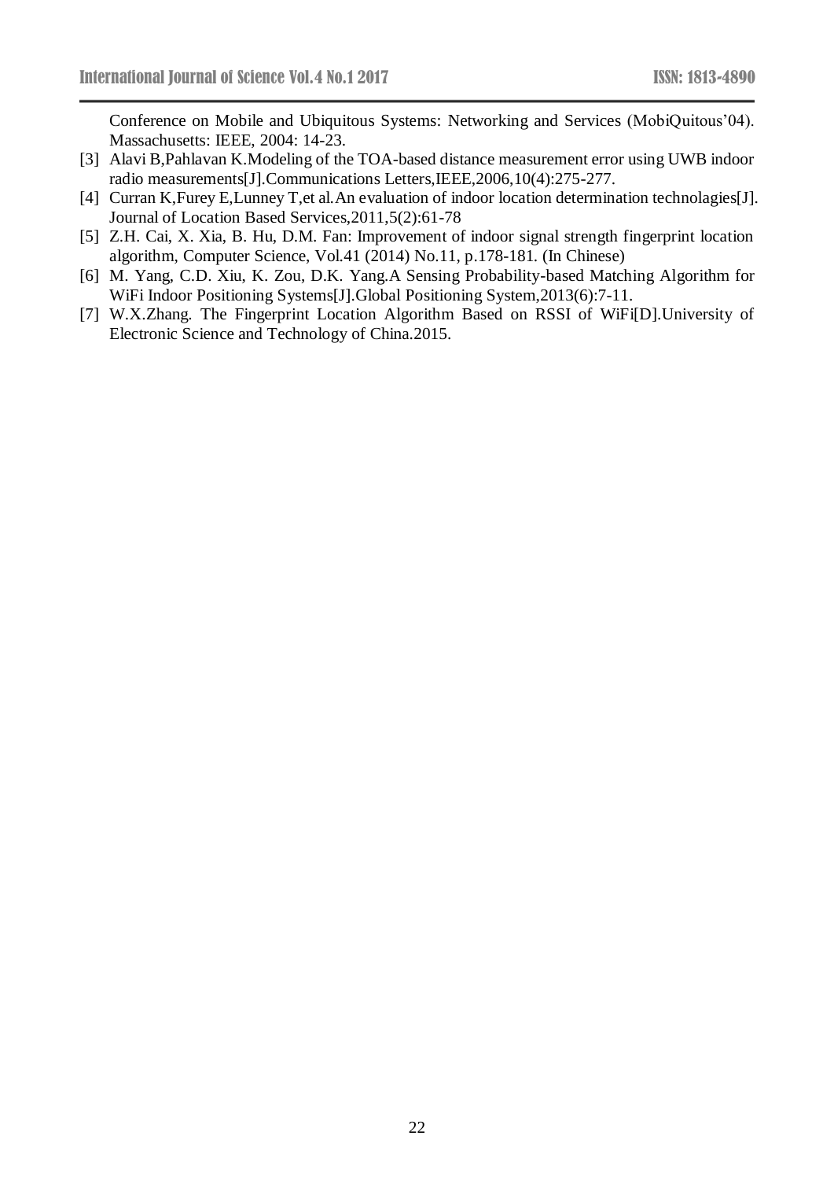Conference on Mobile and Ubiquitous Systems: Networking and Services (MobiQuitous'04). Massachusetts: IEEE, 2004: 14-23.

[3] Alavi B,Pahlavan K.Modeling of the TOA-based distance measurement error using UWB indoor radio measurements[J].Communications Letters,IEEE,2006,10(4):275-277.

[4] Curran K,Furey E,Lunney T,et al.An evaluation of indoor location determination technolagies[J]. Journal of Location Based Services,2011,5(2):61-78

[5] Z.H. Cai, X. Xia, B. Hu, D.M. Fan: Improvement of indoor signal strength fingerprint location algorithm, Computer Science, Vol.41 (2014) No.11, p.178-181. (In Chinese)

[6] M. Yang, C.D. Xiu, K. Zou, D.K. Yang.A Sensing Probability-based Matching Algorithm for WiFi Indoor Positioning Systems[J].Global Positioning System,2013(6):7-11.

[7] W.X.Zhang. The Fingerprint Location Algorithm Based on RSSI of WiFi[D].University of Electronic Science and Technology of China.2015.